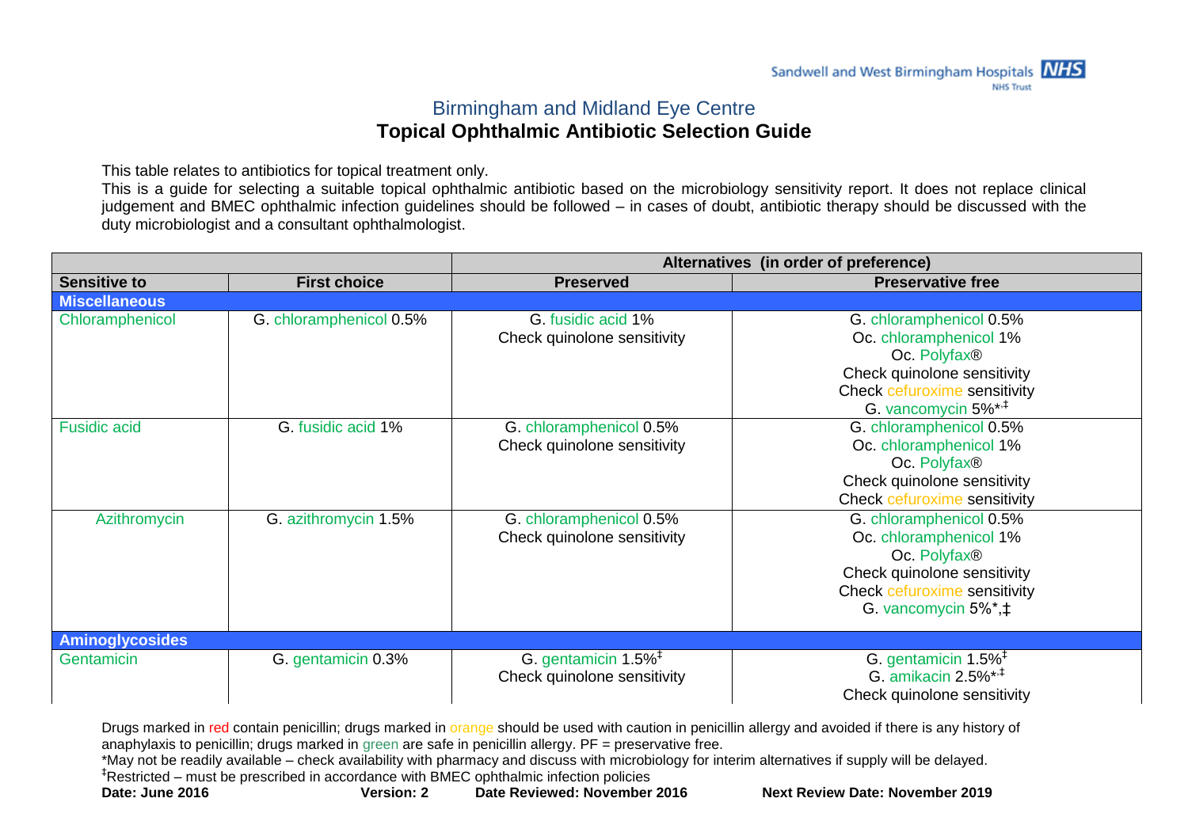Sandwell and West Birmingham Hospitals NHS Trust

## Birmingham and Midland Eye Centre

# Topical Ophthalmic Antibiotic Selection Guide

This table relates to antibiotics for topical treatment only.

This is a guide for selecting a suitable topical ophthalmic antibiotic based on the microbiology sensitivity report. It does not replace clinical judgement and BMEC ophthalmic infection guidelines should be followed – in cases of doubt, antibiotic therapy should be discussed with the duty microbiologist and a consultant ophthalmologist.

| | | Alternatives (in order of preference) | |
|---|---|---|---|
| **Sensitive to** | **First choice** | **Preserved** | **Preservative free** |
| **Miscellaneous** | | | |
| Chloramphenicol | G. chloramphenicol 0.5% | G. fusidic acid 1%<br>Check quinolone sensitivity | G. chloramphenicol 0.5%<br>Oc. chloramphenicol 1%<br>Oc. Polyfax®<br>Check quinolone sensitivity<br>Check cefuroxime sensitivity<br>G. vancomycin 5%*,‡ |
| Fusidic acid | G. fusidic acid 1% | G. chloramphenicol 0.5%<br>Check quinolone sensitivity | G. chloramphenicol 0.5%<br>Oc. chloramphenicol 1%<br>Oc. Polyfax®<br>Check quinolone sensitivity<br>Check cefuroxime sensitivity |
| Azithromycin | G. azithromycin 1.5% | G. chloramphenicol 0.5%<br>Check quinolone sensitivity | G. chloramphenicol 0.5%<br>Oc. chloramphenicol 1%<br>Oc. Polyfax®<br>Check quinolone sensitivity<br>Check cefuroxime sensitivity<br>G. vancomycin 5%*,‡ |
| **Aminoglycosides** | | | |
| Gentamicin | G. gentamicin 0.3% | G. gentamicin 1.5%‡<br>Check quinolone sensitivity | G. gentamicin 1.5%‡<br>G. amikacin 2.5%*,‡<br>Check quinolone sensitivity |

Drugs marked in red contain penicillin; drugs marked in orange should be used with caution in penicillin allergy and avoided if there is any history of anaphylaxis to penicillin; drugs marked in green are safe in penicillin allergy. PF = preservative free.

*May not be readily available – check availability with pharmacy and discuss with microbiology for interim alternatives if supply will be delayed.

‡Restricted – must be prescribed in accordance with BMEC ophthalmic infection policies

**Date: June 2016** | **Version: 2** | **Date Reviewed: November 2016** | **Next Review Date: November 2019**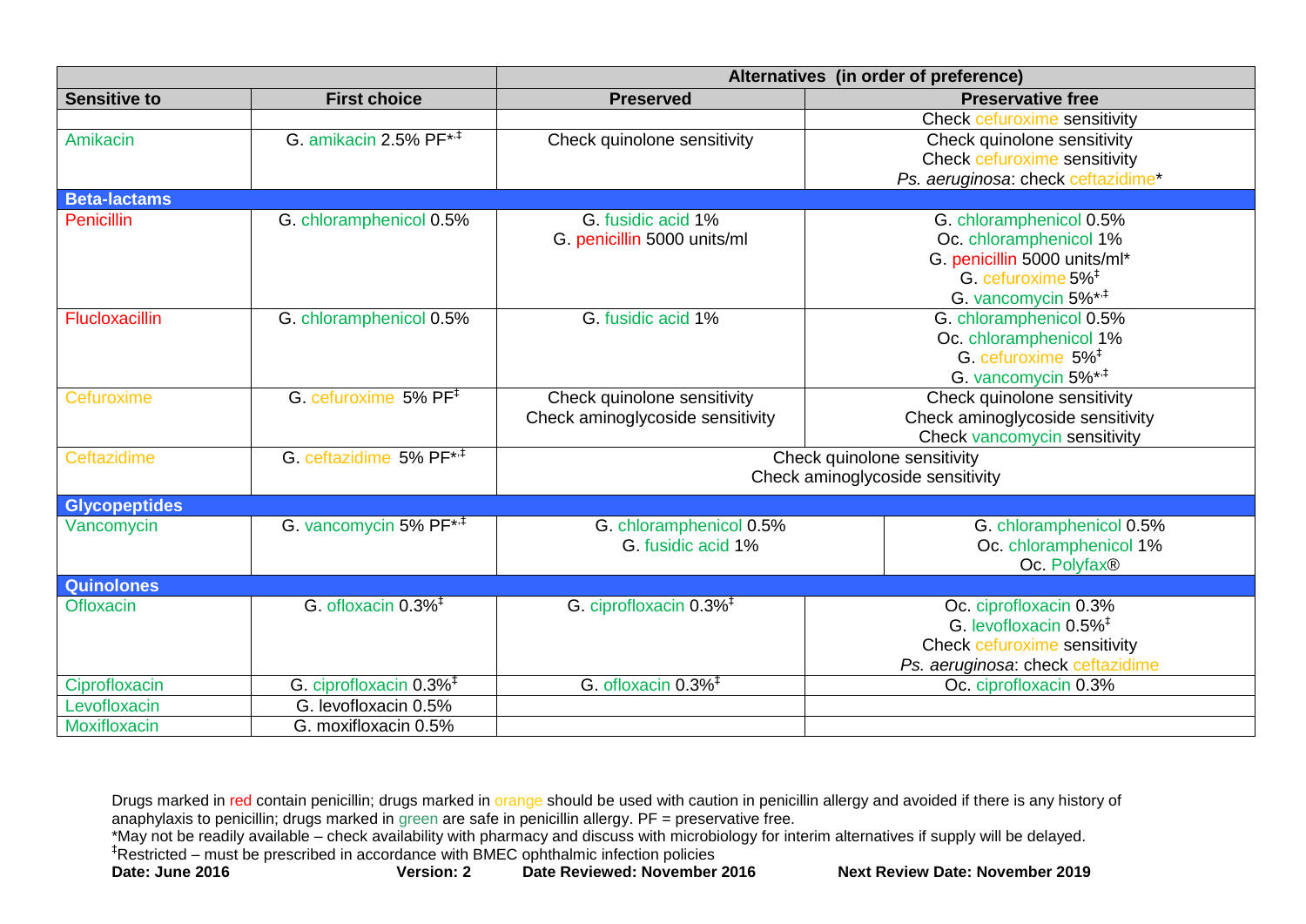| | | Alternatives (in order of preference) | |
|---|---|---|---|
| **Sensitive to** | **First choice** | **Preserved** | **Preservative free** |
| | | | Check cefuroxime sensitivity |
| Amikacin | G. amikacin 2.5% PF*,‡ | Check quinolone sensitivity | Check quinolone sensitivity<br>Check cefuroxime sensitivity<br>*Ps. aeruginosa*: check ceftazidime* |
| **Beta-lactams** | | | |
| Penicillin | G. chloramphenicol 0.5% | G. fusidic acid 1%<br>G. penicillin 5000 units/ml | G. chloramphenicol 0.5%<br>Oc. chloramphenicol 1%<br>G. penicillin 5000 units/ml*<br>G. cefuroxime 5%‡<br>G. vancomycin 5%*,‡ |
| Flucloxacillin | G. chloramphenicol 0.5% | G. fusidic acid 1% | G. chloramphenicol 0.5%<br>Oc. chloramphenicol 1%<br>G. cefuroxime 5%‡<br>G. vancomycin 5%*,‡ |
| Cefuroxime | G. cefuroxime 5% PF‡ | Check quinolone sensitivity<br>Check aminoglycoside sensitivity | Check quinolone sensitivity<br>Check aminoglycoside sensitivity<br>Check vancomycin sensitivity |
| Ceftazidime | G. ceftazidime 5% PF*,‡ | Check quinolone sensitivity<br>Check aminoglycoside sensitivity | |
| **Glycopeptides** | | | |
| Vancomycin | G. vancomycin 5% PF*,‡ | G. chloramphenicol 0.5%<br>G. fusidic acid 1% | G. chloramphenicol 0.5%<br>Oc. chloramphenicol 1%<br>Oc. Polyfax® |
| **Quinolones** | | | |
| Ofloxacin | G. ofloxacin 0.3%‡ | G. ciprofloxacin 0.3%‡ | Oc. ciprofloxacin 0.3%<br>G. levofloxacin 0.5%‡<br>Check cefuroxime sensitivity<br>*Ps. aeruginosa*: check ceftazidime |
| Ciprofloxacin | G. ciprofloxacin 0.3%‡ | G. ofloxacin 0.3%‡ | Oc. ciprofloxacin 0.3% |
| Levofloxacin | G. levofloxacin 0.5% | | |
| Moxifloxacin | G. moxifloxacin 0.5% | | |

Drugs marked in red contain penicillin; drugs marked in orange should be used with caution in penicillin allergy and avoided if there is any history of anaphylaxis to penicillin; drugs marked in green are safe in penicillin allergy. PF = preservative free.

*May not be readily available – check availability with pharmacy and discuss with microbiology for interim alternatives if supply will be delayed.

‡Restricted – must be prescribed in accordance with BMEC ophthalmic infection policies

**Date: June 2016** **Version: 2** **Date Reviewed: November 2016** **Next Review Date: November 2019**